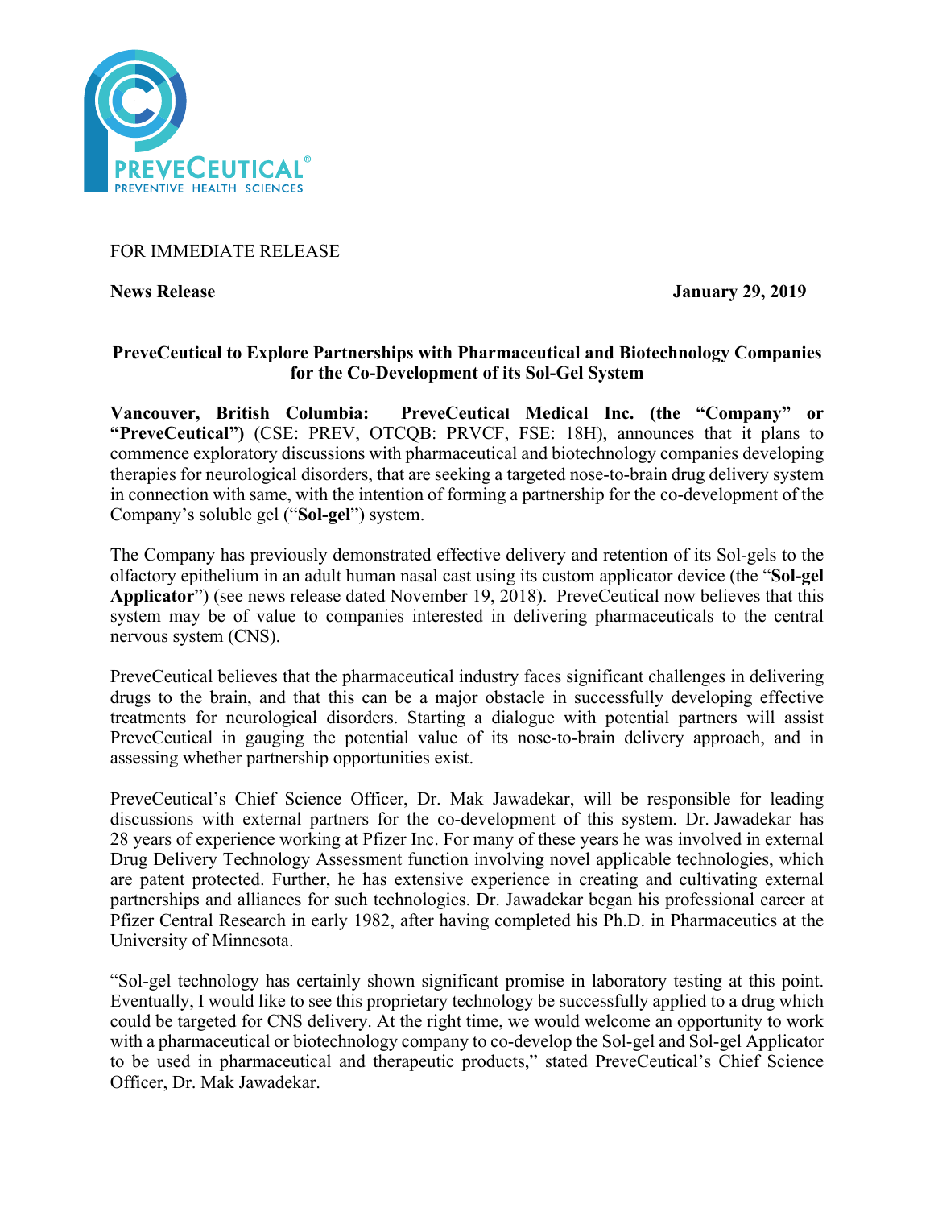FOR IMMEDIATE RELEASE

**News Release** **January 29, 2019**

## PreveCeutical to Explore Partnerships with Pharmaceutical and Biotechnology Companies for the Co-Development of its Sol-Gel System

**Vancouver, British Columbia: PreveCeutical Medical Inc. (the "Company" or "PreveCeutical")** (CSE: PREV, OTCQB: PRVCF, FSE: 18H), announces that it plans to commence exploratory discussions with pharmaceutical and biotechnology companies developing therapies for neurological disorders, that are seeking a targeted nose-to-brain drug delivery system in connection with same, with the intention of forming a partnership for the co-development of the Company's soluble gel ("**Sol-gel**") system.

The Company has previously demonstrated effective delivery and retention of its Sol-gels to the olfactory epithelium in an adult human nasal cast using its custom applicator device (the "**Sol-gel Applicator**") (see news release dated November 19, 2018). PreveCeutical now believes that this system may be of value to companies interested in delivering pharmaceuticals to the central nervous system (CNS).

PreveCeutical believes that the pharmaceutical industry faces significant challenges in delivering drugs to the brain, and that this can be a major obstacle in successfully developing effective treatments for neurological disorders. Starting a dialogue with potential partners will assist PreveCeutical in gauging the potential value of its nose-to-brain delivery approach, and in assessing whether partnership opportunities exist.

PreveCeutical's Chief Science Officer, Dr. Mak Jawadekar, will be responsible for leading discussions with external partners for the co-development of this system. Dr. Jawadekar has 28 years of experience working at Pfizer Inc. For many of these years he was involved in external Drug Delivery Technology Assessment function involving novel applicable technologies, which are patent protected. Further, he has extensive experience in creating and cultivating external partnerships and alliances for such technologies. Dr. Jawadekar began his professional career at Pfizer Central Research in early 1982, after having completed his Ph.D. in Pharmaceutics at the University of Minnesota.

"Sol-gel technology has certainly shown significant promise in laboratory testing at this point. Eventually, I would like to see this proprietary technology be successfully applied to a drug which could be targeted for CNS delivery. At the right time, we would welcome an opportunity to work with a pharmaceutical or biotechnology company to co-develop the Sol-gel and Sol-gel Applicator to be used in pharmaceutical and therapeutic products," stated PreveCeutical's Chief Science Officer, Dr. Mak Jawadekar.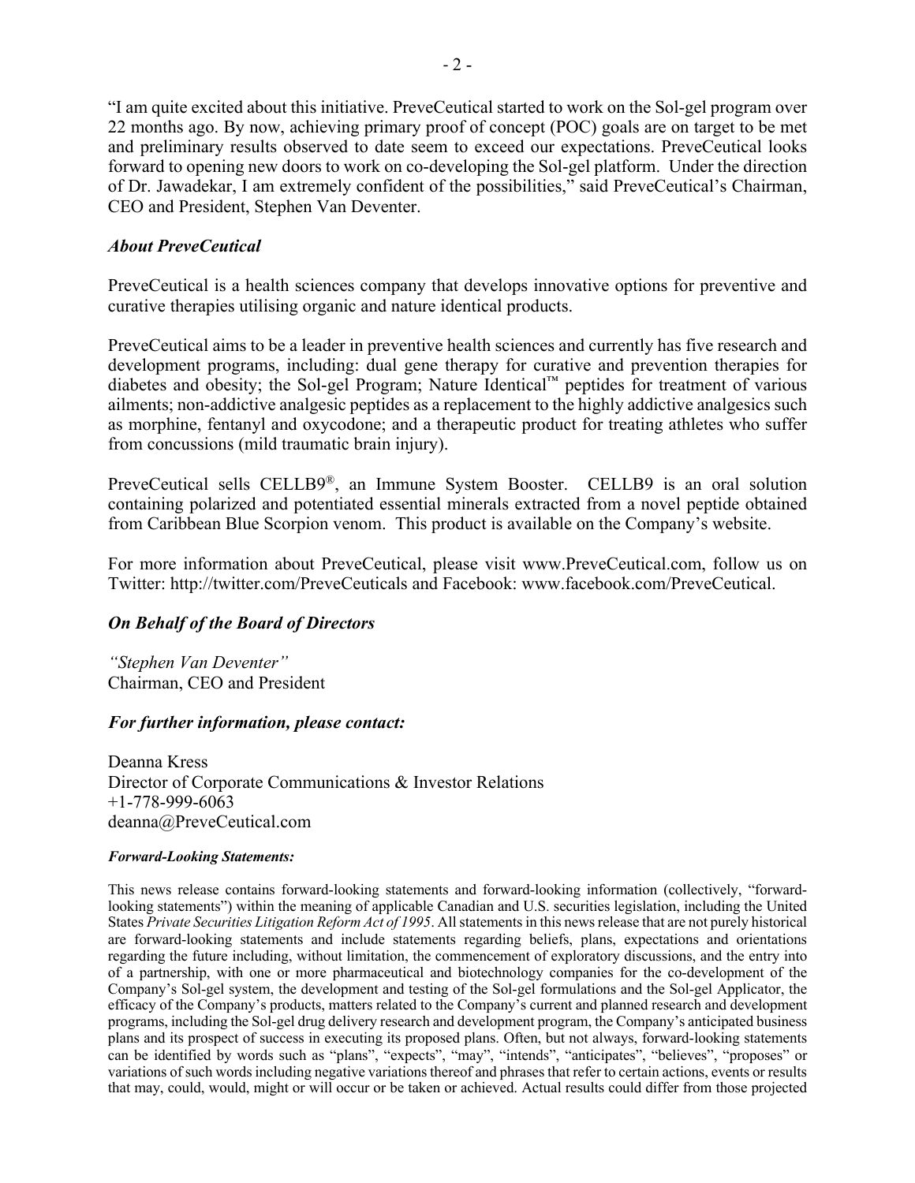"I am quite excited about this initiative. PreveCeutical started to work on the Sol-gel program over 22 months ago. By now, achieving primary proof of concept (POC) goals are on target to be met and preliminary results observed to date seem to exceed our expectations. PreveCeutical looks forward to opening new doors to work on co-developing the Sol-gel platform. Under the direction of Dr. Jawadekar, I am extremely confident of the possibilities," said PreveCeutical's Chairman, CEO and President, Stephen Van Deventer.

### *About PreveCeutical*

PreveCeutical is a health sciences company that develops innovative options for preventive and curative therapies utilising organic and nature identical products.

PreveCeutical aims to be a leader in preventive health sciences and currently has five research and development programs, including: dual gene therapy for curative and prevention therapies for diabetes and obesity; the Sol-gel Program; Nature Identical™ peptides for treatment of various ailments; non-addictive analgesic peptides as a replacement to the highly addictive analgesics such as morphine, fentanyl and oxycodone; and a therapeutic product for treating athletes who suffer from concussions (mild traumatic brain injury).

PreveCeutical sells CELLB9®, an Immune System Booster. CELLB9 is an oral solution containing polarized and potentiated essential minerals extracted from a novel peptide obtained from Caribbean Blue Scorpion venom. This product is available on the Company's website.

For more information about PreveCeutical, please visit www.PreveCeutical.com, follow us on Twitter: http://twitter.com/PreveCeuticals and Facebook: www.facebook.com/PreveCeutical.

### *On Behalf of the Board of Directors*

*"Stephen Van Deventer"*
Chairman, CEO and President

### *For further information, please contact:*

Deanna Kress
Director of Corporate Communications & Investor Relations
+1-778-999-6063
deanna@PreveCeutical.com

***Forward-Looking Statements:***

This news release contains forward-looking statements and forward-looking information (collectively, "forward-looking statements") within the meaning of applicable Canadian and U.S. securities legislation, including the United States *Private Securities Litigation Reform Act of 1995*. All statements in this news release that are not purely historical are forward-looking statements and include statements regarding beliefs, plans, expectations and orientations regarding the future including, without limitation, the commencement of exploratory discussions, and the entry into of a partnership, with one or more pharmaceutical and biotechnology companies for the co-development of the Company's Sol-gel system, the development and testing of the Sol-gel formulations and the Sol-gel Applicator, the efficacy of the Company's products, matters related to the Company's current and planned research and development programs, including the Sol-gel drug delivery research and development program, the Company's anticipated business plans and its prospect of success in executing its proposed plans. Often, but not always, forward-looking statements can be identified by words such as "plans", "expects", "may", "intends", "anticipates", "believes", "proposes" or variations of such words including negative variations thereof and phrases that refer to certain actions, events or results that may, could, would, might or will occur or be taken or achieved. Actual results could differ from those projected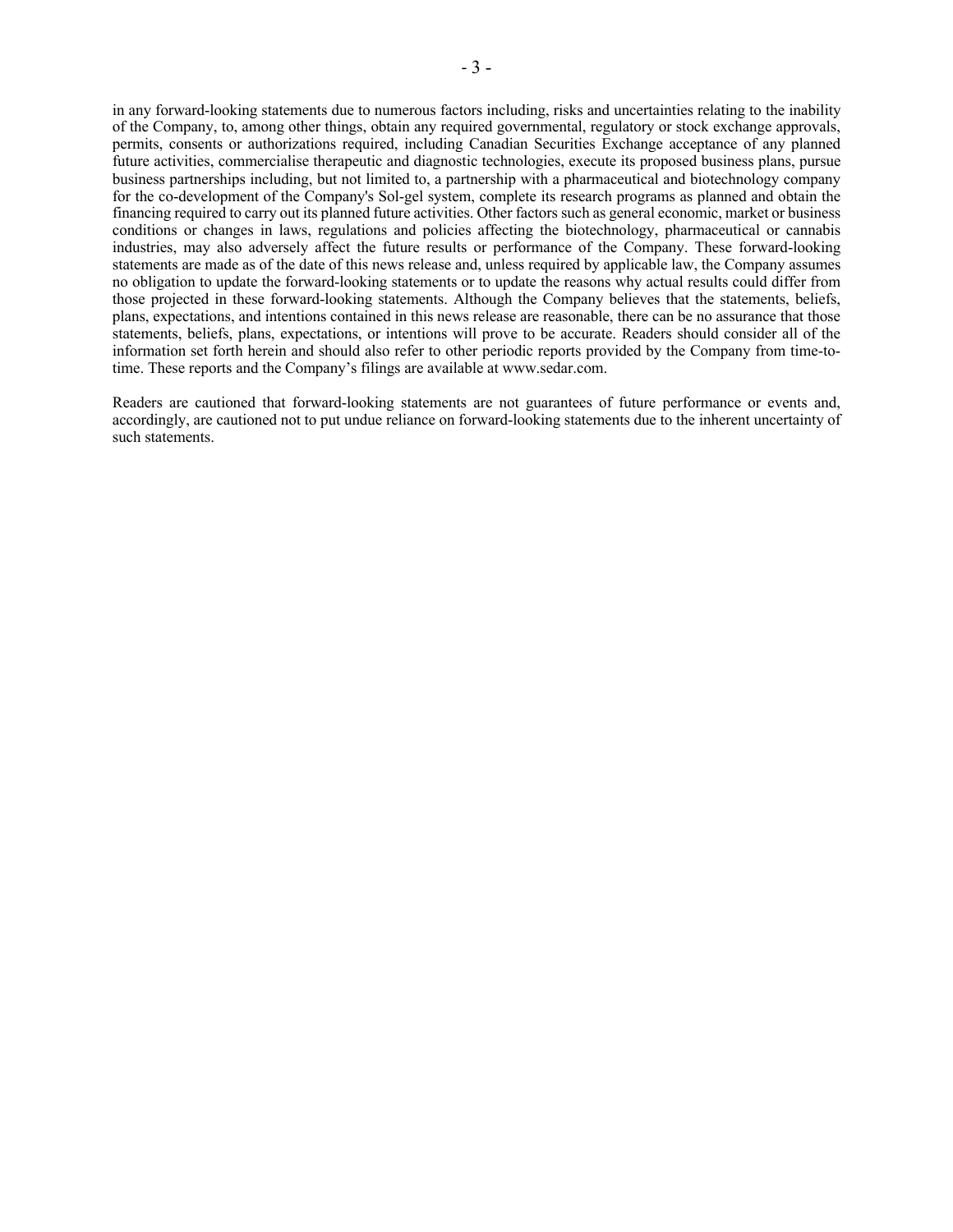in any forward-looking statements due to numerous factors including, risks and uncertainties relating to the inability of the Company, to, among other things, obtain any required governmental, regulatory or stock exchange approvals, permits, consents or authorizations required, including Canadian Securities Exchange acceptance of any planned future activities, commercialise therapeutic and diagnostic technologies, execute its proposed business plans, pursue business partnerships including, but not limited to, a partnership with a pharmaceutical and biotechnology company for the co-development of the Company's Sol-gel system, complete its research programs as planned and obtain the financing required to carry out its planned future activities. Other factors such as general economic, market or business conditions or changes in laws, regulations and policies affecting the biotechnology, pharmaceutical or cannabis industries, may also adversely affect the future results or performance of the Company. These forward-looking statements are made as of the date of this news release and, unless required by applicable law, the Company assumes no obligation to update the forward-looking statements or to update the reasons why actual results could differ from those projected in these forward-looking statements. Although the Company believes that the statements, beliefs, plans, expectations, and intentions contained in this news release are reasonable, there can be no assurance that those statements, beliefs, plans, expectations, or intentions will prove to be accurate. Readers should consider all of the information set forth herein and should also refer to other periodic reports provided by the Company from time-to-time. These reports and the Company's filings are available at www.sedar.com.

Readers are cautioned that forward-looking statements are not guarantees of future performance or events and, accordingly, are cautioned not to put undue reliance on forward-looking statements due to the inherent uncertainty of such statements.